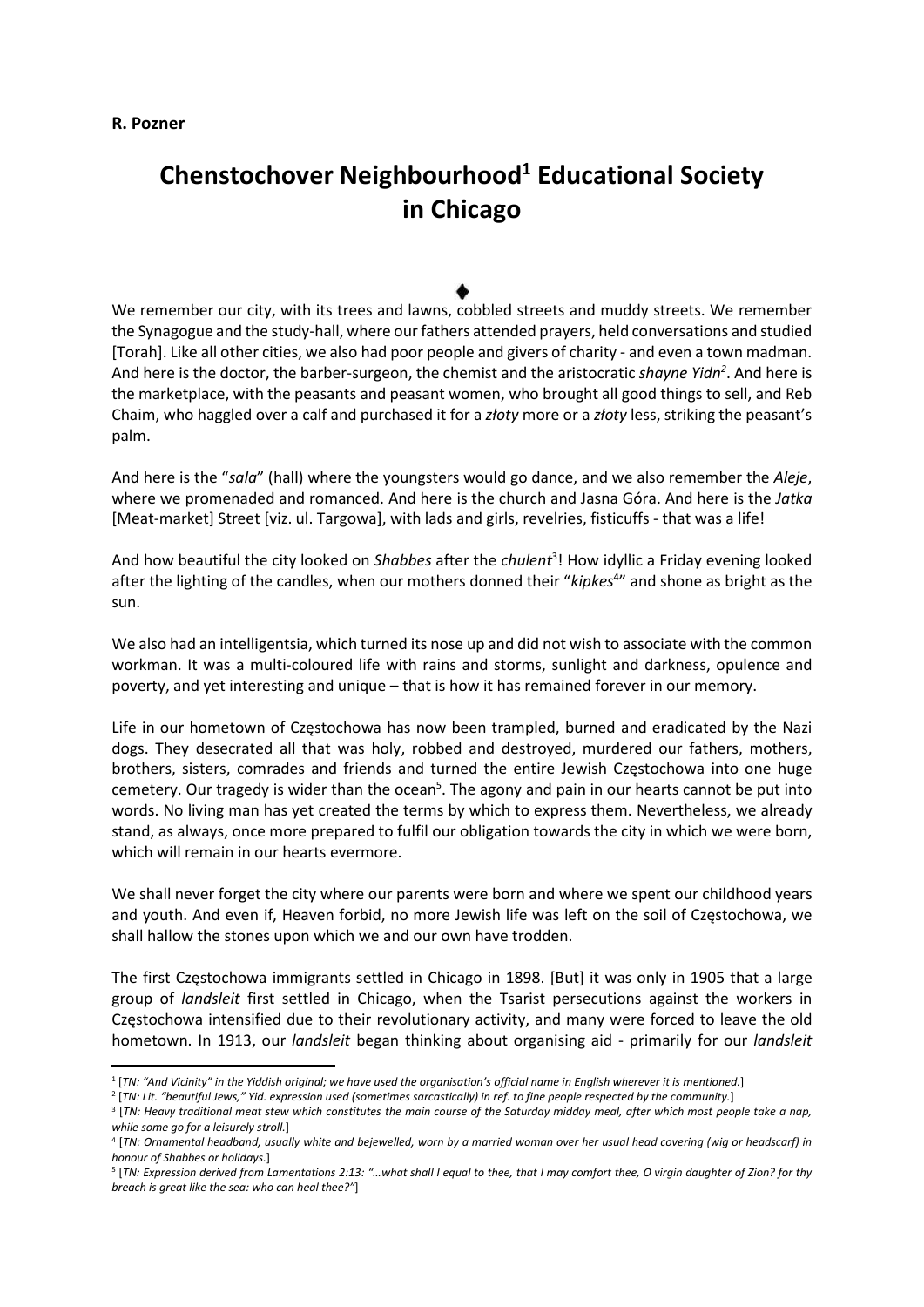**R. Pozner**

# Chenstochover Neighbourhood[1] Educational Society in Chicago

♦

We remember our city, with its trees and lawns, cobbled streets and muddy streets. We remember the Synagogue and the study-hall, where our fathers attended prayers, held conversations and studied [Torah]. Like all other cities, we also had poor people and givers of charity - and even a town madman. And here is the doctor, the barber-surgeon, the chemist and the aristocratic *shayne Yidn*[2]. And here is the marketplace, with the peasants and peasant women, who brought all good things to sell, and Reb Chaim, who haggled over a calf and purchased it for a *złoty* more or a *złoty* less, striking the peasant's palm.

And here is the "*sala*" (hall) where the youngsters would go dance, and we also remember the *Aleje*, where we promenaded and romanced. And here is the church and Jasna Góra. And here is the *Jatka* [Meat-market] Street [viz. ul. Targowa], with lads and girls, revelries, fisticuffs - that was a life!

And how beautiful the city looked on *Shabbes* after the *chulent*[3]! How idyllic a Friday evening looked after the lighting of the candles, when our mothers donned their "*kipkes*[4]" and shone as bright as the sun.

We also had an intelligentsia, which turned its nose up and did not wish to associate with the common workman. It was a multi-coloured life with rains and storms, sunlight and darkness, opulence and poverty, and yet interesting and unique – that is how it has remained forever in our memory.

Life in our hometown of Częstochowa has now been trampled, burned and eradicated by the Nazi dogs. They desecrated all that was holy, robbed and destroyed, murdered our fathers, mothers, brothers, sisters, comrades and friends and turned the entire Jewish Częstochowa into one huge cemetery. Our tragedy is wider than the ocean[5]. The agony and pain in our hearts cannot be put into words. No living man has yet created the terms by which to express them. Nevertheless, we already stand, as always, once more prepared to fulfil our obligation towards the city in which we were born, which will remain in our hearts evermore.

We shall never forget the city where our parents were born and where we spent our childhood years and youth. And even if, Heaven forbid, no more Jewish life was left on the soil of Częstochowa, we shall hallow the stones upon which we and our own have trodden.

The first Częstochowa immigrants settled in Chicago in 1898. [But] it was only in 1905 that a large group of *landsleit* first settled in Chicago, when the Tsarist persecutions against the workers in Częstochowa intensified due to their revolutionary activity, and many were forced to leave the old hometown. In 1913, our *landsleit* began thinking about organising aid - primarily for our *landsleit*

---

[1] [*TN: "And Vicinity" in the Yiddish original; we have used the organisation's official name in English wherever it is mentioned.*]

[2] [*TN: Lit. "beautiful Jews," Yid. expression used (sometimes sarcastically) in ref. to fine people respected by the community.*]

[3] [*TN: Heavy traditional meat stew which constitutes the main course of the Saturday midday meal, after which most people take a nap, while some go for a leisurely stroll.*]

[4] [*TN: Ornamental headband, usually white and bejewelled, worn by a married woman over her usual head covering (wig or headscarf) in honour of Shabbes or holidays.*]

[5] [*TN: Expression derived from Lamentations 2:13: "…what shall I equal to thee, that I may comfort thee, O virgin daughter of Zion? for thy breach is great like the sea: who can heal thee?"*]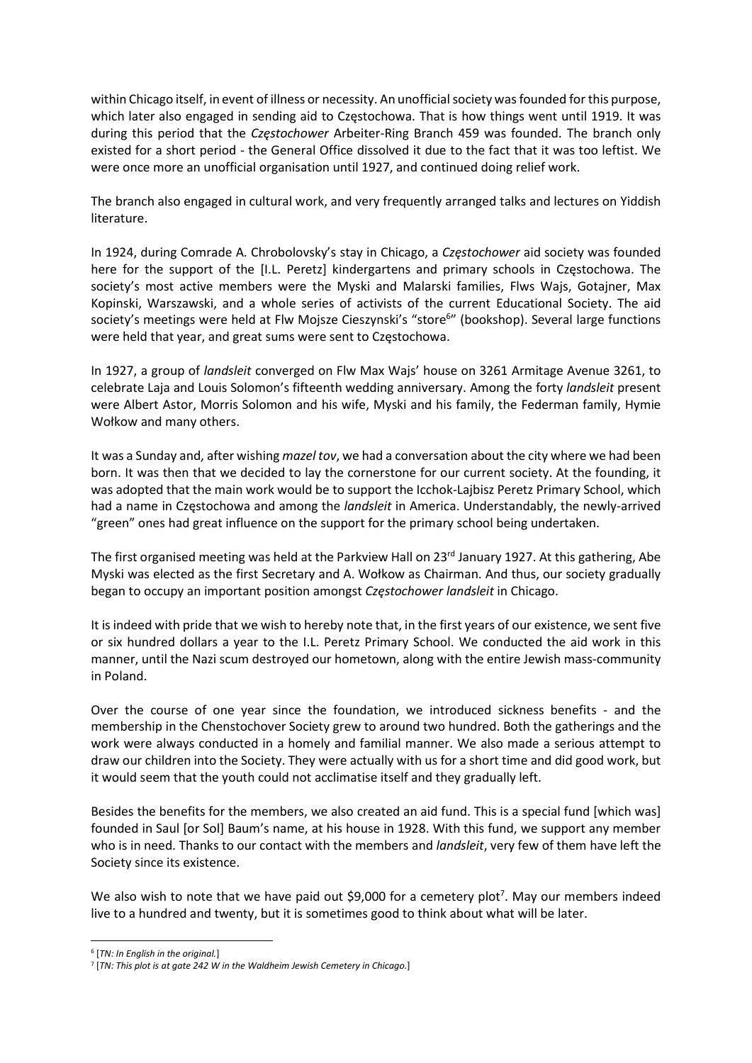within Chicago itself, in event of illness or necessity. An unofficial society was founded for this purpose, which later also engaged in sending aid to Częstochowa. That is how things went until 1919. It was during this period that the *Częstochower* Arbeiter-Ring Branch 459 was founded. The branch only existed for a short period - the General Office dissolved it due to the fact that it was too leftist. We were once more an unofficial organisation until 1927, and continued doing relief work.

The branch also engaged in cultural work, and very frequently arranged talks and lectures on Yiddish literature.

In 1924, during Comrade A. Chrobolovsky's stay in Chicago, a *Częstochower* aid society was founded here for the support of the [I.L. Peretz] kindergartens and primary schools in Częstochowa. The society's most active members were the Myski and Malarski families, Flws Wajs, Gotajner, Max Kopinski, Warszawski, and a whole series of activists of the current Educational Society. The aid society's meetings were held at Flw Mojsze Cieszynski's "store[6]" (bookshop). Several large functions were held that year, and great sums were sent to Częstochowa.

In 1927, a group of *landsleit* converged on Flw Max Wajs' house on 3261 Armitage Avenue 3261, to celebrate Laja and Louis Solomon's fifteenth wedding anniversary. Among the forty *landsleit* present were Albert Astor, Morris Solomon and his wife, Myski and his family, the Federman family, Hymie Wołkow and many others.

It was a Sunday and, after wishing *mazel tov*, we had a conversation about the city where we had been born. It was then that we decided to lay the cornerstone for our current society. At the founding, it was adopted that the main work would be to support the Icchok-Lajbisz Peretz Primary School, which had a name in Częstochowa and among the *landsleit* in America. Understandably, the newly-arrived "green" ones had great influence on the support for the primary school being undertaken.

The first organised meeting was held at the Parkview Hall on 23rd January 1927. At this gathering, Abe Myski was elected as the first Secretary and A. Wołkow as Chairman. And thus, our society gradually began to occupy an important position amongst *Częstochower landsleit* in Chicago.

It is indeed with pride that we wish to hereby note that, in the first years of our existence, we sent five or six hundred dollars a year to the I.L. Peretz Primary School. We conducted the aid work in this manner, until the Nazi scum destroyed our hometown, along with the entire Jewish mass-community in Poland.

Over the course of one year since the foundation, we introduced sickness benefits - and the membership in the Chenstochover Society grew to around two hundred. Both the gatherings and the work were always conducted in a homely and familial manner. We also made a serious attempt to draw our children into the Society. They were actually with us for a short time and did good work, but it would seem that the youth could not acclimatise itself and they gradually left.

Besides the benefits for the members, we also created an aid fund. This is a special fund [which was] founded in Saul [or Sol] Baum's name, at his house in 1928. With this fund, we support any member who is in need. Thanks to our contact with the members and *landsleit*, very few of them have left the Society since its existence.

We also wish to note that we have paid out $9,000 for a cemetery plot[7]. May our members indeed live to a hundred and twenty, but it is sometimes good to think about what will be later.

---

[6] [*TN: In English in the original.*]

[7] [*TN: This plot is at gate 242 W in the Waldheim Jewish Cemetery in Chicago.*]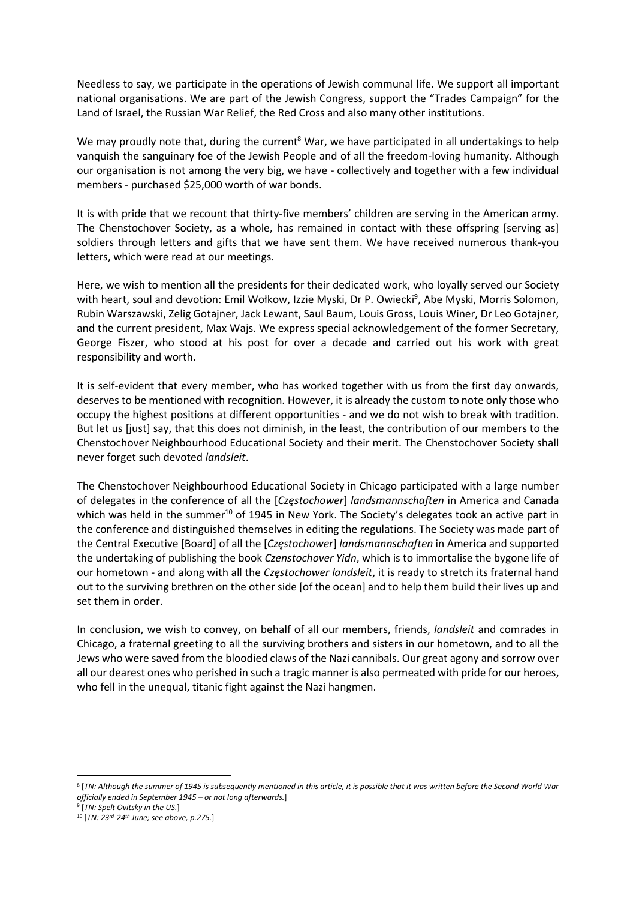Needless to say, we participate in the operations of Jewish communal life. We support all important national organisations. We are part of the Jewish Congress, support the "Trades Campaign" for the Land of Israel, the Russian War Relief, the Red Cross and also many other institutions.

We may proudly note that, during the current[8] War, we have participated in all undertakings to help vanquish the sanguinary foe of the Jewish People and of all the freedom-loving humanity. Although our organisation is not among the very big, we have - collectively and together with a few individual members - purchased $25,000 worth of war bonds.

It is with pride that we recount that thirty-five members' children are serving in the American army. The Chenstochover Society, as a whole, has remained in contact with these offspring [serving as] soldiers through letters and gifts that we have sent them. We have received numerous thank-you letters, which were read at our meetings.

Here, we wish to mention all the presidents for their dedicated work, who loyally served our Society with heart, soul and devotion: Emil Wołkow, Izzie Myski, Dr P. Owiecki[9], Abe Myski, Morris Solomon, Rubin Warszawski, Zelig Gotajner, Jack Lewant, Saul Baum, Louis Gross, Louis Winer, Dr Leo Gotajner, and the current president, Max Wajs. We express special acknowledgement of the former Secretary, George Fiszer, who stood at his post for over a decade and carried out his work with great responsibility and worth.

It is self-evident that every member, who has worked together with us from the first day onwards, deserves to be mentioned with recognition. However, it is already the custom to note only those who occupy the highest positions at different opportunities - and we do not wish to break with tradition. But let us [just] say, that this does not diminish, in the least, the contribution of our members to the Chenstochover Neighbourhood Educational Society and their merit. The Chenstochover Society shall never forget such devoted *landsleit*.

The Chenstochover Neighbourhood Educational Society in Chicago participated with a large number of delegates in the conference of all the [*Częstochower*] *landsmannschaften* in America and Canada which was held in the summer[10] of 1945 in New York. The Society's delegates took an active part in the conference and distinguished themselves in editing the regulations. The Society was made part of the Central Executive [Board] of all the [*Częstochower*] *landsmannschaften* in America and supported the undertaking of publishing the book *Czenstochover Yidn*, which is to immortalise the bygone life of our hometown - and along with all the *Częstochower landsleit*, it is ready to stretch its fraternal hand out to the surviving brethren on the other side [of the ocean] and to help them build their lives up and set them in order.

In conclusion, we wish to convey, on behalf of all our members, friends, *landsleit* and comrades in Chicago, a fraternal greeting to all the surviving brothers and sisters in our hometown, and to all the Jews who were saved from the bloodied claws of the Nazi cannibals. Our great agony and sorrow over all our dearest ones who perished in such a tragic manner is also permeated with pride for our heroes, who fell in the unequal, titanic fight against the Nazi hangmen.

---

[8] [*TN: Although the summer of 1945 is subsequently mentioned in this article, it is possible that it was written before the Second World War officially ended in September 1945 – or not long afterwards.*]

[9] [*TN: Spelt Ovitsky in the US.*]

[10] [*TN: 23rd-24th June; see above, p.275.*]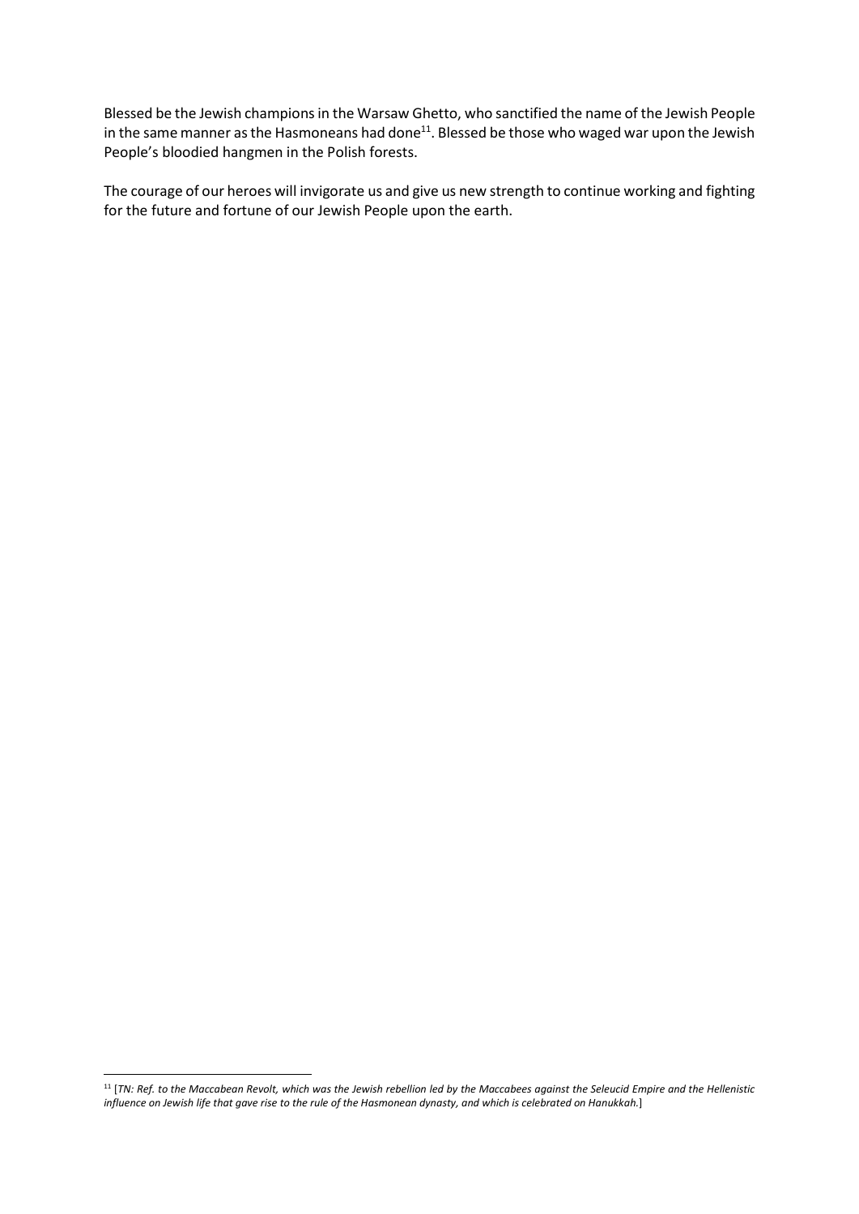Blessed be the Jewish champions in the Warsaw Ghetto, who sanctified the name of the Jewish People in the same manner as the Hasmoneans had done[11]. Blessed be those who waged war upon the Jewish People's bloodied hangmen in the Polish forests.

The courage of our heroes will invigorate us and give us new strength to continue working and fighting for the future and fortune of our Jewish People upon the earth.

[11] [*TN: Ref. to the Maccabean Revolt, which was the Jewish rebellion led by the Maccabees against the Seleucid Empire and the Hellenistic influence on Jewish life that gave rise to the rule of the Hasmonean dynasty, and which is celebrated on Hanukkah.*]